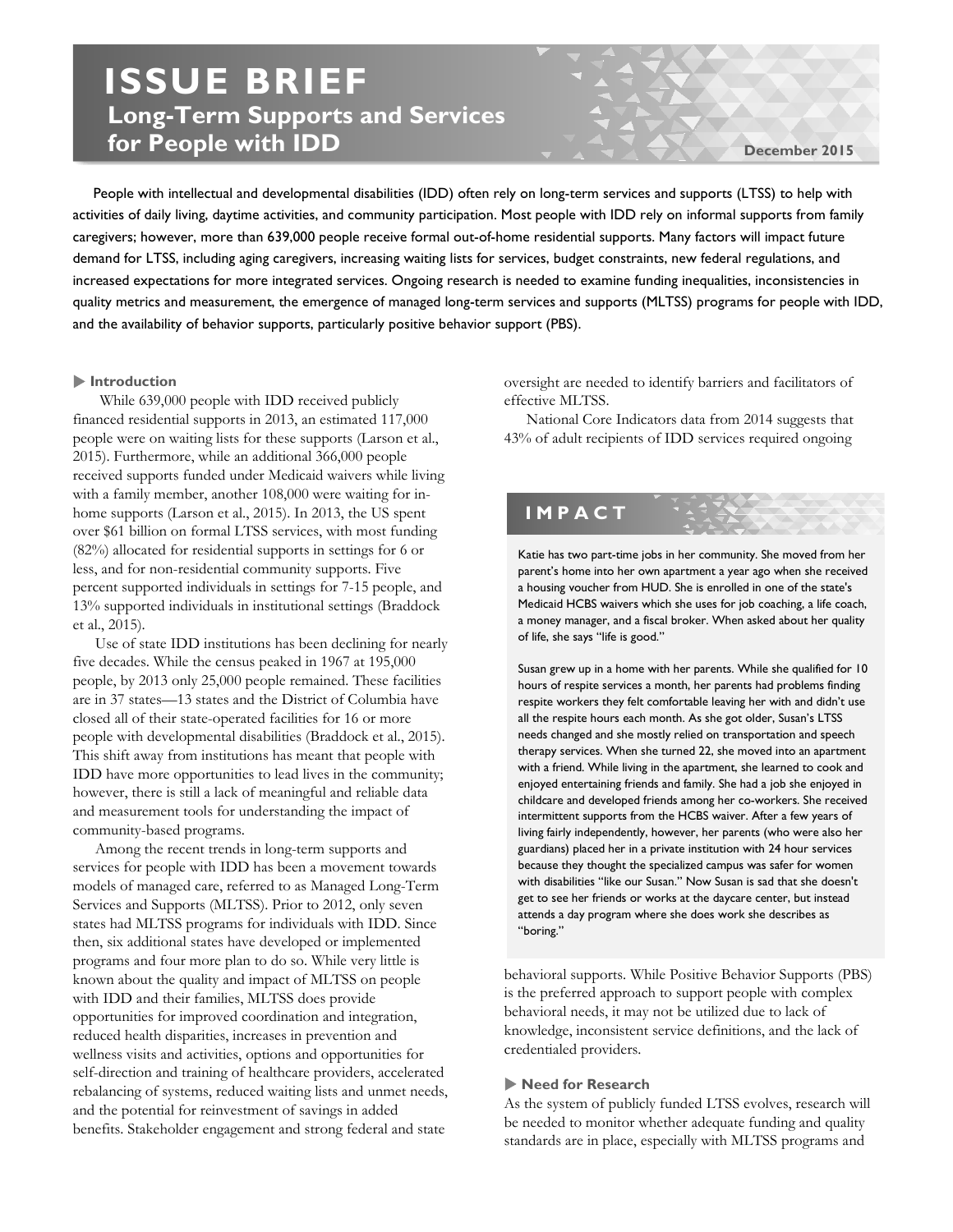# ISSUE BRIEF

## Long-Term Supports and Services for People with IDD

December 2015

People with intellectual and developmental disabilities (IDD) often rely on long-term services and supports (LTSS) to help with activities of daily living, daytime activities, and community participation. Most people with IDD rely on informal supports from family caregivers; however, more than 639,000 people receive formal out-of-home residential supports. Many factors will impact future demand for LTSS, including aging caregivers, increasing waiting lists for services, budget constraints, new federal regulations, and increased expectations for more integrated services. Ongoing research is needed to examine funding inequalities, inconsistencies in quality metrics and measurement, the emergence of managed long-term services and supports (MLTSS) programs for people with IDD, and the availability of behavior supports, particularly positive behavior support (PBS).

### Introduction

While 639,000 people with IDD received publicly financed residential supports in 2013, an estimated 117,000 people were on waiting lists for these supports (Larson et al., 2015). Furthermore, while an additional 366,000 people received supports funded under Medicaid waivers while living with a family member, another 108,000 were waiting for in-home supports (Larson et al., 2015). In 2013, the US spent over $61 billion on formal LTSS services, with most funding (82%) allocated for residential supports in settings for 6 or less, and for non-residential community supports. Five percent supported individuals in settings for 7-15 people, and 13% supported individuals in institutional settings (Braddock et al., 2015).

Use of state IDD institutions has been declining for nearly five decades. While the census peaked in 1967 at 195,000 people, by 2013 only 25,000 people remained. These facilities are in 37 states—13 states and the District of Columbia have closed all of their state-operated facilities for 16 or more people with developmental disabilities (Braddock et al., 2015). This shift away from institutions has meant that people with IDD have more opportunities to lead lives in the community; however, there is still a lack of meaningful and reliable data and measurement tools for understanding the impact of community-based programs.

Among the recent trends in long-term supports and services for people with IDD has been a movement towards models of managed care, referred to as Managed Long-Term Services and Supports (MLTSS). Prior to 2012, only seven states had MLTSS programs for individuals with IDD. Since then, six additional states have developed or implemented programs and four more plan to do so. While very little is known about the quality and impact of MLTSS on people with IDD and their families, MLTSS does provide opportunities for improved coordination and integration, reduced health disparities, increases in prevention and wellness visits and activities, options and opportunities for self-direction and training of healthcare providers, accelerated rebalancing of systems, reduced waiting lists and unmet needs, and the potential for reinvestment of savings in added benefits. Stakeholder engagement and strong federal and state oversight are needed to identify barriers and facilitators of effective MLTSS.

National Core Indicators data from 2014 suggests that 43% of adult recipients of IDD services required ongoing behavioral supports. While Positive Behavior Supports (PBS) is the preferred approach to support people with complex behavioral needs, it may not be utilized due to lack of knowledge, inconsistent service definitions, and the lack of credentialed providers.

### IMPACT

Katie has two part-time jobs in her community. She moved from her parent's home into her own apartment a year ago when she received a housing voucher from HUD. She is enrolled in one of the state's Medicaid HCBS waivers which she uses for job coaching, a life coach, a money manager, and a fiscal broker. When asked about her quality of life, she says "life is good."

Susan grew up in a home with her parents. While she qualified for 10 hours of respite services a month, her parents had problems finding respite workers they felt comfortable leaving her with and didn't use all the respite hours each month. As she got older, Susan's LTSS needs changed and she mostly relied on transportation and speech therapy services. When she turned 22, she moved into an apartment with a friend. While living in the apartment, she learned to cook and enjoyed entertaining friends and family. She had a job she enjoyed in childcare and developed friends among her co-workers. She received intermittent supports from the HCBS waiver. After a few years of living fairly independently, however, her parents (who were also her guardians) placed her in a private institution with 24 hour services because they thought the specialized campus was safer for women with disabilities "like our Susan." Now Susan is sad that she doesn't get to see her friends or works at the daycare center, but instead attends a day program where she does work she describes as "boring."

### Need for Research

As the system of publicly funded LTSS evolves, research will be needed to monitor whether adequate funding and quality standards are in place, especially with MLTSS programs and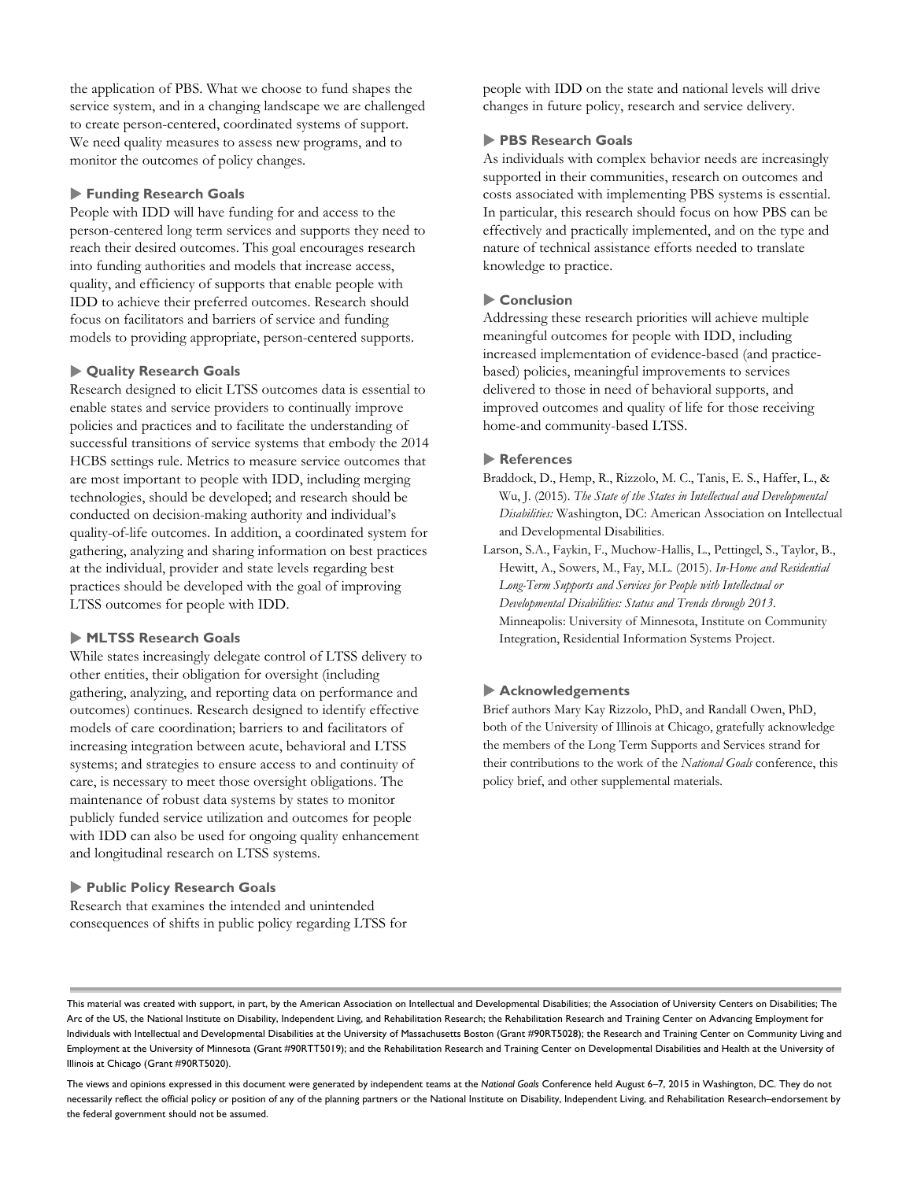the application of PBS. What we choose to fund shapes the service system, and in a changing landscape we are challenged to create person-centered, coordinated systems of support. We need quality measures to assess new programs, and to monitor the outcomes of policy changes.

### ▶ Funding Research Goals

People with IDD will have funding for and access to the person-centered long term services and supports they need to reach their desired outcomes. This goal encourages research into funding authorities and models that increase access, quality, and efficiency of supports that enable people with IDD to achieve their preferred outcomes. Research should focus on facilitators and barriers of service and funding models to providing appropriate, person-centered supports.

### ▶ Quality Research Goals

Research designed to elicit LTSS outcomes data is essential to enable states and service providers to continually improve policies and practices and to facilitate the understanding of successful transitions of service systems that embody the 2014 HCBS settings rule. Metrics to measure service outcomes that are most important to people with IDD, including merging technologies, should be developed; and research should be conducted on decision-making authority and individual's quality-of-life outcomes. In addition, a coordinated system for gathering, analyzing and sharing information on best practices at the individual, provider and state levels regarding best practices should be developed with the goal of improving LTSS outcomes for people with IDD.

### ▶ MLTSS Research Goals

While states increasingly delegate control of LTSS delivery to other entities, their obligation for oversight (including gathering, analyzing, and reporting data on performance and outcomes) continues. Research designed to identify effective models of care coordination; barriers to and facilitators of increasing integration between acute, behavioral and LTSS systems; and strategies to ensure access to and continuity of care, is necessary to meet those oversight obligations. The maintenance of robust data systems by states to monitor publicly funded service utilization and outcomes for people with IDD can also be used for ongoing quality enhancement and longitudinal research on LTSS systems.

### ▶ Public Policy Research Goals

Research that examines the intended and unintended consequences of shifts in public policy regarding LTSS for people with IDD on the state and national levels will drive changes in future policy, research and service delivery.

### ▶ PBS Research Goals

As individuals with complex behavior needs are increasingly supported in their communities, research on outcomes and costs associated with implementing PBS systems is essential. In particular, this research should focus on how PBS can be effectively and practically implemented, and on the type and nature of technical assistance efforts needed to translate knowledge to practice.

### ▶ Conclusion

Addressing these research priorities will achieve multiple meaningful outcomes for people with IDD, including increased implementation of evidence-based (and practice-based) policies, meaningful improvements to services delivered to those in need of behavioral supports, and improved outcomes and quality of life for those receiving home-and community-based LTSS.

### ▶ References

Braddock, D., Hemp, R., Rizzolo, M. C., Tanis, E. S., Haffer, L., & Wu, J. (2015). *The State of the States in Intellectual and Developmental Disabilities:* Washington, DC: American Association on Intellectual and Developmental Disabilities.

Larson, S.A., Faykin, F., Muchow-Hallis, L., Pettingel, S., Taylor, B., Hewitt, A., Sowers, M., Fay, M.L. (2015). *In-Home and Residential Long-Term Supports and Services for People with Intellectual or Developmental Disabilities: Status and Trends through 2013*. Minneapolis: University of Minnesota, Institute on Community Integration, Residential Information Systems Project.

### ▶ Acknowledgements

Brief authors Mary Kay Rizzolo, PhD, and Randall Owen, PhD, both of the University of Illinois at Chicago, gratefully acknowledge the members of the Long Term Supports and Services strand for their contributions to the work of the *National Goals* conference, this policy brief, and other supplemental materials.

---

This material was created with support, in part, by the American Association on Intellectual and Developmental Disabilities; the Association of University Centers on Disabilities; The Arc of the US, the National Institute on Disability, Independent Living, and Rehabilitation Research; the Rehabilitation Research and Training Center on Advancing Employment for Individuals with Intellectual and Developmental Disabilities at the University of Massachusetts Boston (Grant #90RT5028); the Research and Training Center on Community Living and Employment at the University of Minnesota (Grant #90RTT5019); and the Rehabilitation Research and Training Center on Developmental Disabilities and Health at the University of Illinois at Chicago (Grant #90RT5020).

The views and opinions expressed in this document were generated by independent teams at the *National Goals* Conference held August 6–7, 2015 in Washington, DC. They do not necessarily reflect the official policy or position of any of the planning partners or the National Institute on Disability, Independent Living, and Rehabilitation Research–endorsement by the federal government should not be assumed.